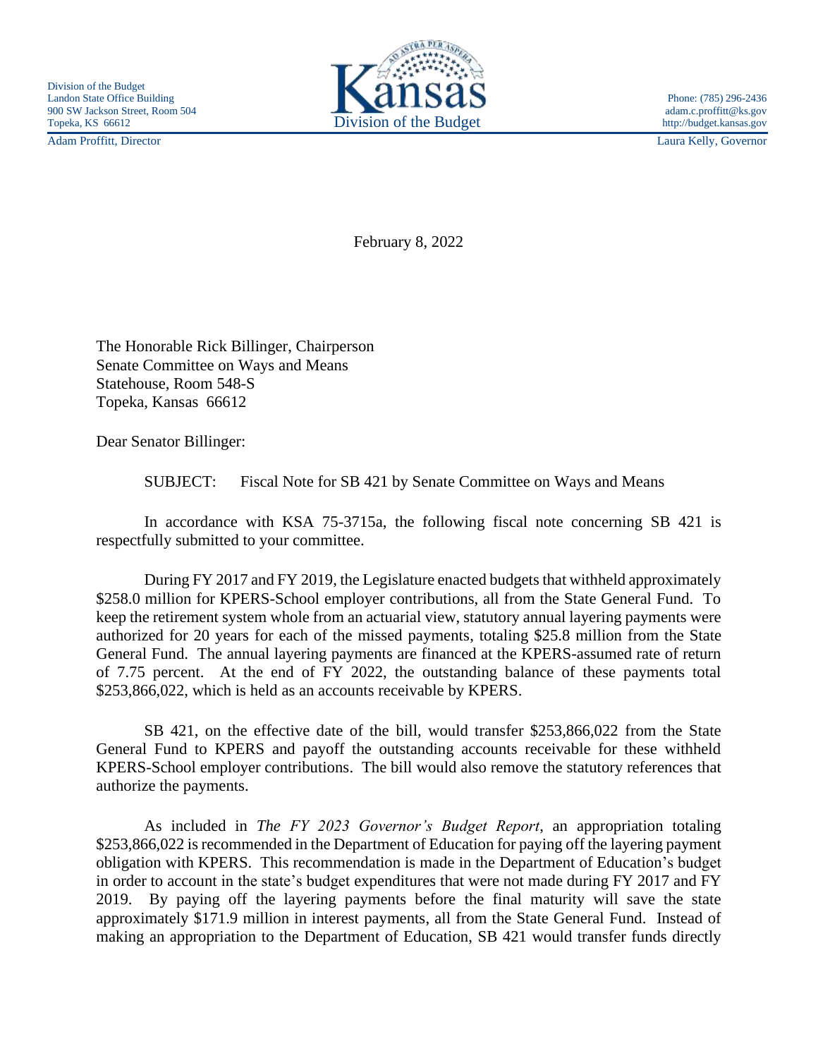Division of the Budget
Landon State Office Building
900 SW Jackson Street, Room 504
Topeka, KS 66612

Adam Proffitt, Director

Kansas
Division of the Budget

Phone: (785) 296-2436
adam.c.proffitt@ks.gov
http://budget.kansas.gov

Laura Kelly, Governor

February 8, 2022

The Honorable Rick Billinger, Chairperson
Senate Committee on Ways and Means
Statehouse, Room 548-S
Topeka, Kansas 66612

Dear Senator Billinger:

SUBJECT: Fiscal Note for SB 421 by Senate Committee on Ways and Means

In accordance with KSA 75-3715a, the following fiscal note concerning SB 421 is respectfully submitted to your committee.

During FY 2017 and FY 2019, the Legislature enacted budgets that withheld approximately $258.0 million for KPERS-School employer contributions, all from the State General Fund. To keep the retirement system whole from an actuarial view, statutory annual layering payments were authorized for 20 years for each of the missed payments, totaling $25.8 million from the State General Fund. The annual layering payments are financed at the KPERS-assumed rate of return of 7.75 percent. At the end of FY 2022, the outstanding balance of these payments total $253,866,022, which is held as an accounts receivable by KPERS.

SB 421, on the effective date of the bill, would transfer $253,866,022 from the State General Fund to KPERS and payoff the outstanding accounts receivable for these withheld KPERS-School employer contributions. The bill would also remove the statutory references that authorize the payments.

As included in *The FY 2023 Governor's Budget Report*, an appropriation totaling $253,866,022 is recommended in the Department of Education for paying off the layering payment obligation with KPERS. This recommendation is made in the Department of Education's budget in order to account in the state's budget expenditures that were not made during FY 2017 and FY 2019. By paying off the layering payments before the final maturity will save the state approximately $171.9 million in interest payments, all from the State General Fund. Instead of making an appropriation to the Department of Education, SB 421 would transfer funds directly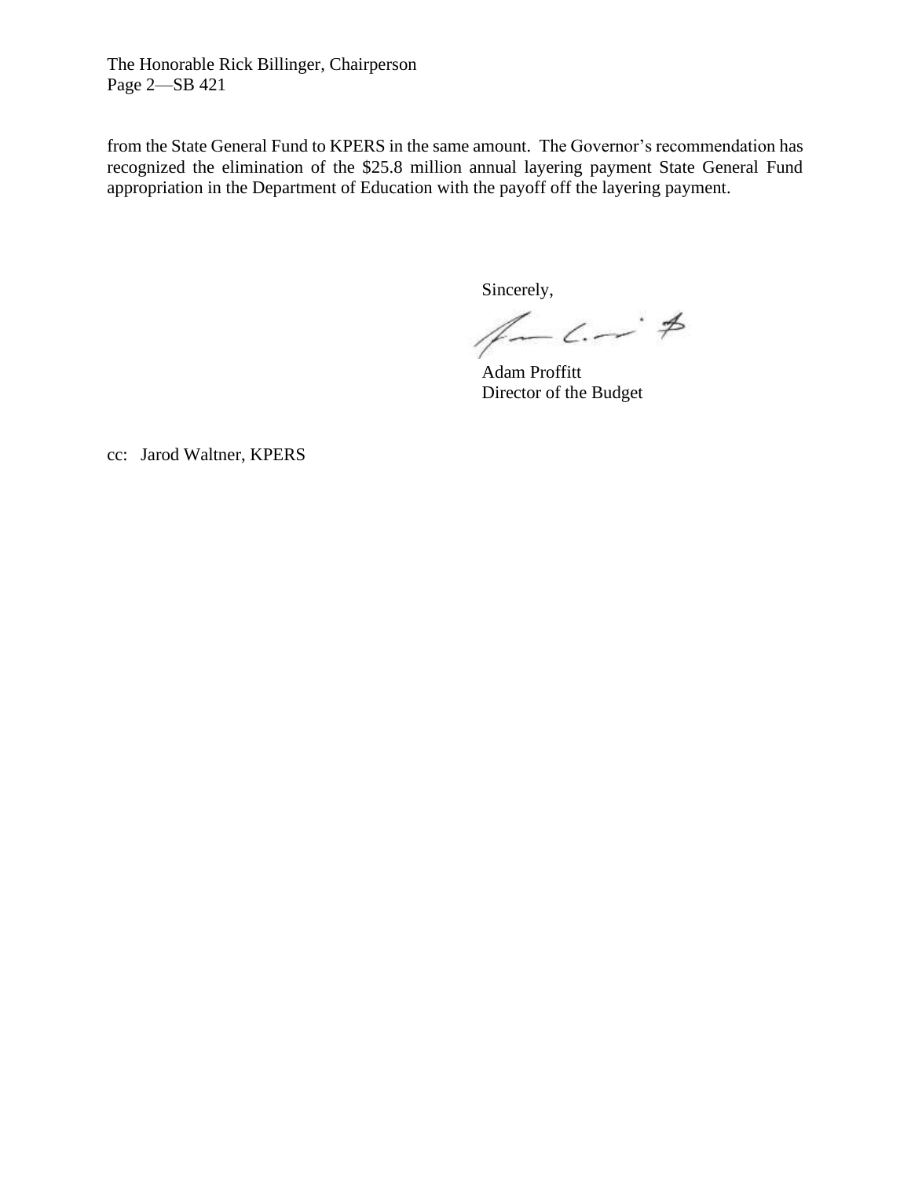from the State General Fund to KPERS in the same amount. The Governor's recommendation has recognized the elimination of the $25.8 million annual layering payment State General Fund appropriation in the Department of Education with the payoff off the layering payment.

Sincerely,

Adam Proffitt
Director of the Budget

cc: Jarod Waltner, KPERS